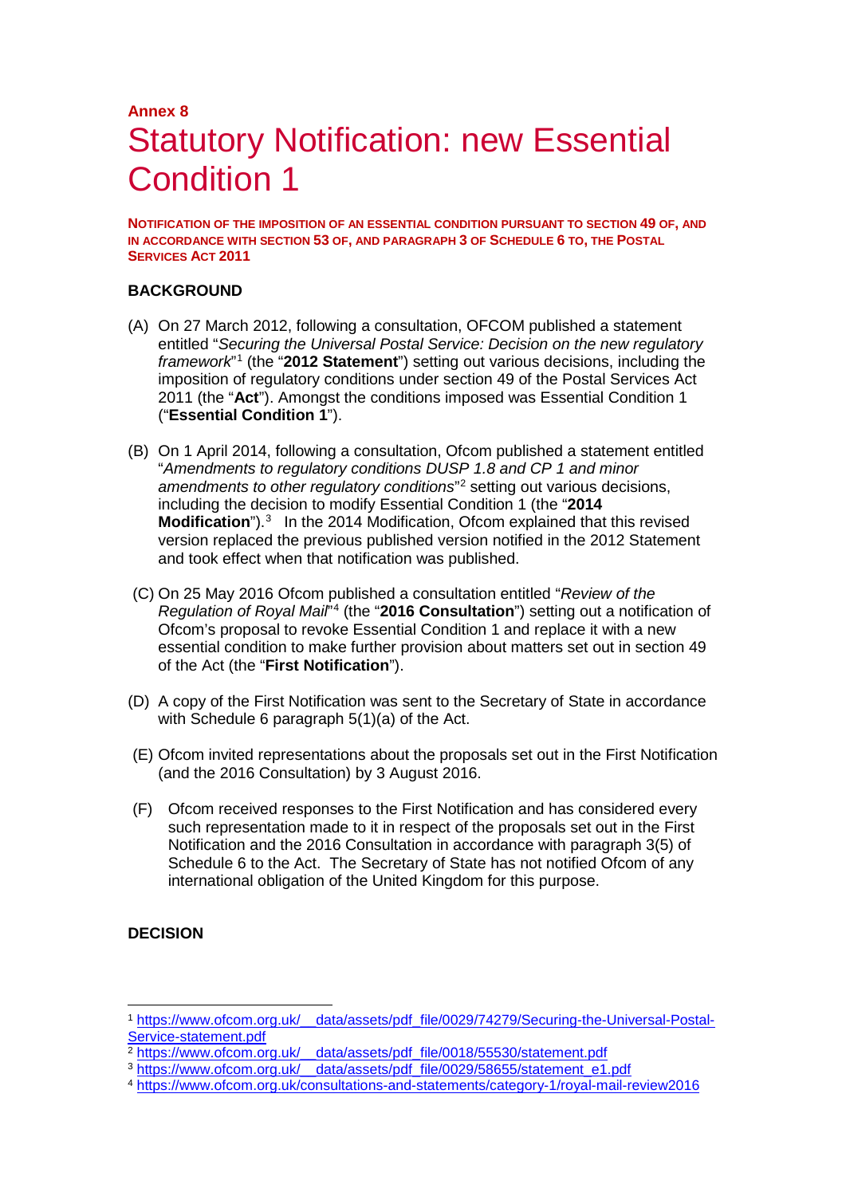**Annex 8**

# Statutory Notification: new Essential Condition 1

**NOTIFICATION OF THE IMPOSITION OF AN ESSENTIAL CONDITION PURSUANT TO SECTION 49 OF, AND IN ACCORDANCE WITH SECTION 53 OF, AND PARAGRAPH 3 OF SCHEDULE 6 TO, THE POSTAL SERVICES ACT 2011**

**BACKGROUND**

(A) On 27 March 2012, following a consultation, OFCOM published a statement entitled "*Securing the Universal Postal Service: Decision on the new regulatory framework*"[1] (the "**2012 Statement**") setting out various decisions, including the imposition of regulatory conditions under section 49 of the Postal Services Act 2011 (the "**Act**"). Amongst the conditions imposed was Essential Condition 1 ("**Essential Condition 1**").

(B) On 1 April 2014, following a consultation, Ofcom published a statement entitled "*Amendments to regulatory conditions DUSP 1.8 and CP 1 and minor amendments to other regulatory conditions*"[2] setting out various decisions, including the decision to modify Essential Condition 1 (the "**2014 Modification**").[3] In the 2014 Modification, Ofcom explained that this revised version replaced the previous published version notified in the 2012 Statement and took effect when that notification was published.

(C) On 25 May 2016 Ofcom published a consultation entitled "*Review of the Regulation of Royal Mail*"[4] (the "**2016 Consultation**") setting out a notification of Ofcom's proposal to revoke Essential Condition 1 and replace it with a new essential condition to make further provision about matters set out in section 49 of the Act (the "**First Notification**").

(D) A copy of the First Notification was sent to the Secretary of State in accordance with Schedule 6 paragraph 5(1)(a) of the Act.

(E) Ofcom invited representations about the proposals set out in the First Notification (and the 2016 Consultation) by 3 August 2016.

(F) Ofcom received responses to the First Notification and has considered every such representation made to it in respect of the proposals set out in the First Notification and the 2016 Consultation in accordance with paragraph 3(5) of Schedule 6 to the Act. The Secretary of State has not notified Ofcom of any international obligation of the United Kingdom for this purpose.

**DECISION**

---

[1] https://www.ofcom.org.uk/__data/assets/pdf_file/0029/74279/Securing-the-Universal-Postal-Service-statement.pdf

[2] https://www.ofcom.org.uk/__data/assets/pdf_file/0018/55530/statement.pdf

[3] https://www.ofcom.org.uk/__data/assets/pdf_file/0029/58655/statement_e1.pdf

[4] https://www.ofcom.org.uk/consultations-and-statements/category-1/royal-mail-review2016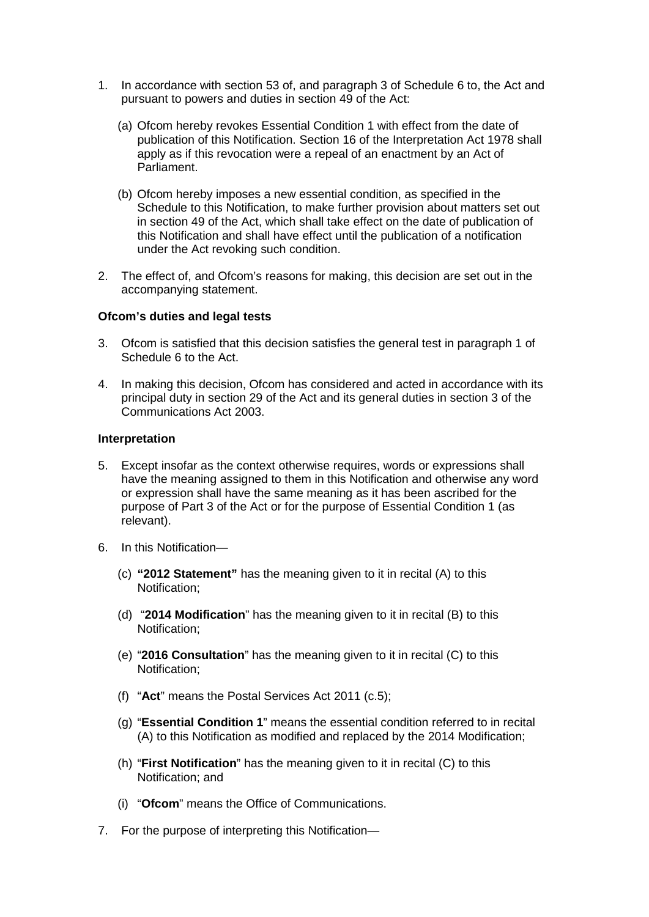1. In accordance with section 53 of, and paragraph 3 of Schedule 6 to, the Act and pursuant to powers and duties in section 49 of the Act:

   (a) Ofcom hereby revokes Essential Condition 1 with effect from the date of publication of this Notification. Section 16 of the Interpretation Act 1978 shall apply as if this revocation were a repeal of an enactment by an Act of Parliament.

   (b) Ofcom hereby imposes a new essential condition, as specified in the Schedule to this Notification, to make further provision about matters set out in section 49 of the Act, which shall take effect on the date of publication of this Notification and shall have effect until the publication of a notification under the Act revoking such condition.

2. The effect of, and Ofcom's reasons for making, this decision are set out in the accompanying statement.

**Ofcom's duties and legal tests**

3. Ofcom is satisfied that this decision satisfies the general test in paragraph 1 of Schedule 6 to the Act.

4. In making this decision, Ofcom has considered and acted in accordance with its principal duty in section 29 of the Act and its general duties in section 3 of the Communications Act 2003.

**Interpretation**

5. Except insofar as the context otherwise requires, words or expressions shall have the meaning assigned to them in this Notification and otherwise any word or expression shall have the same meaning as it has been ascribed for the purpose of Part 3 of the Act or for the purpose of Essential Condition 1 (as relevant).

6. In this Notification—

   (c) **"2012 Statement"** has the meaning given to it in recital (A) to this Notification;

   (d) "**2014 Modification**" has the meaning given to it in recital (B) to this Notification;

   (e) "**2016 Consultation**" has the meaning given to it in recital (C) to this Notification;

   (f) "**Act**" means the Postal Services Act 2011 (c.5);

   (g) "**Essential Condition 1**" means the essential condition referred to in recital (A) to this Notification as modified and replaced by the 2014 Modification;

   (h) "**First Notification**" has the meaning given to it in recital (C) to this Notification; and

   (i) "**Ofcom**" means the Office of Communications.

7. For the purpose of interpreting this Notification—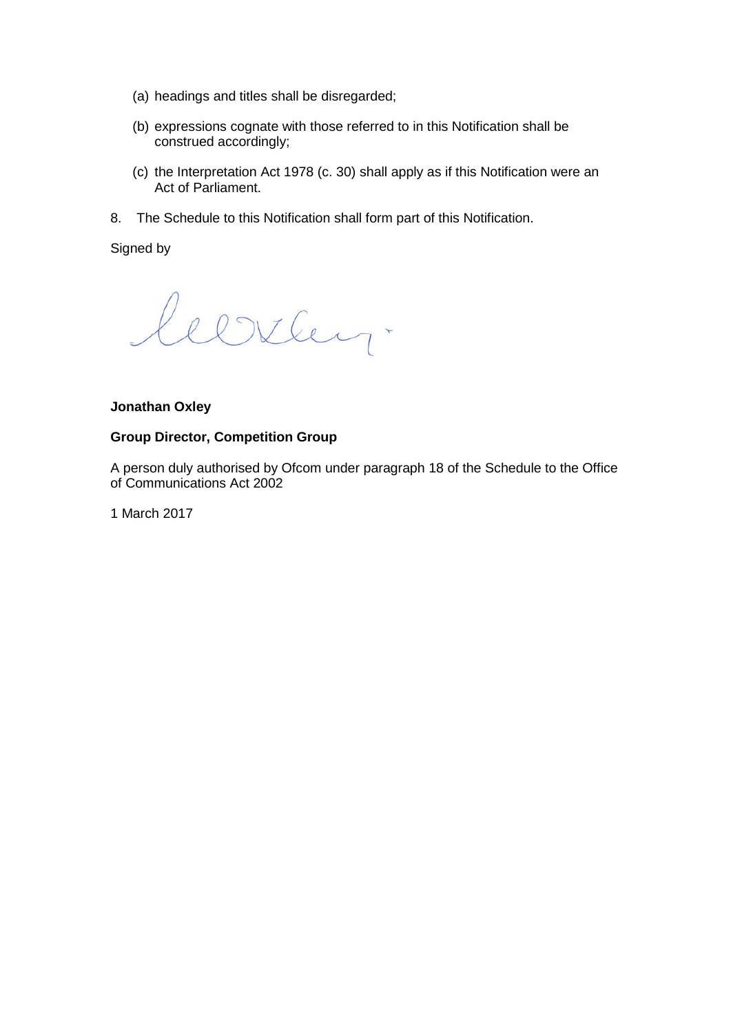(a) headings and titles shall be disregarded;

(b) expressions cognate with those referred to in this Notification shall be construed accordingly;

(c) the Interpretation Act 1978 (c. 30) shall apply as if this Notification were an Act of Parliament.

8. The Schedule to this Notification shall form part of this Notification.

Signed by

**Jonathan Oxley**

**Group Director, Competition Group**

A person duly authorised by Ofcom under paragraph 18 of the Schedule to the Office of Communications Act 2002

1 March 2017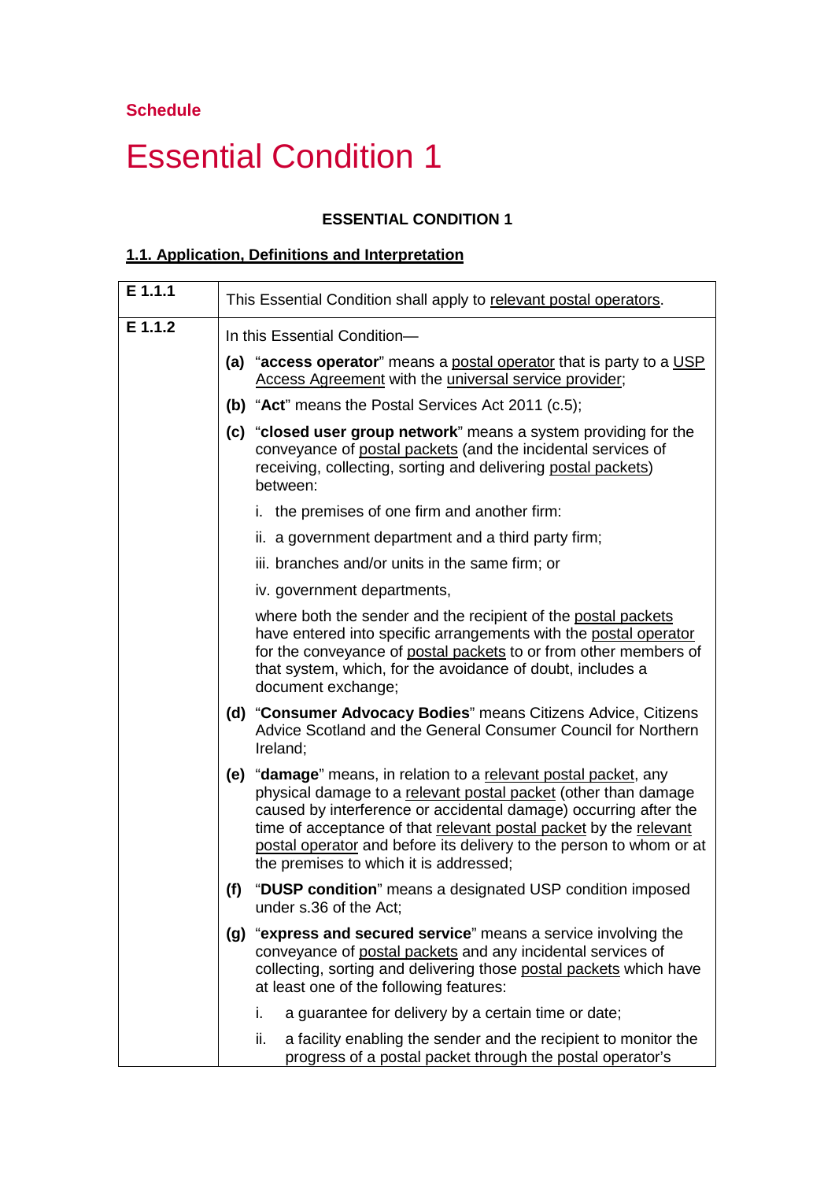**Schedule**

# Essential Condition 1

**ESSENTIAL CONDITION 1**

## 1.1. Application, Definitions and Interpretation

| | |
|---|---|
| **E 1.1.1** | This Essential Condition shall apply to relevant postal operators. |
| **E 1.1.2** | In this Essential Condition—<br><br>**(a)** "**access operator**" means a postal operator that is party to a USP Access Agreement with the universal service provider;<br><br>**(b)** "**Act**" means the Postal Services Act 2011 (c.5);<br><br>**(c)** "**closed user group network**" means a system providing for the conveyance of postal packets (and the incidental services of receiving, collecting, sorting and delivering postal packets) between:<br><br>i. the premises of one firm and another firm:<br><br>ii. a government department and a third party firm;<br><br>iii. branches and/or units in the same firm; or<br><br>iv. government departments,<br><br>where both the sender and the recipient of the postal packets have entered into specific arrangements with the postal operator for the conveyance of postal packets to or from other members of that system, which, for the avoidance of doubt, includes a document exchange;<br><br>**(d)** "**Consumer Advocacy Bodies**" means Citizens Advice, Citizens Advice Scotland and the General Consumer Council for Northern Ireland;<br><br>**(e)** "**damage**" means, in relation to a relevant postal packet, any physical damage to a relevant postal packet (other than damage caused by interference or accidental damage) occurring after the time of acceptance of that relevant postal packet by the relevant postal operator and before its delivery to the person to whom or at the premises to which it is addressed;<br><br>**(f)** "**DUSP condition**" means a designated USP condition imposed under s.36 of the Act;<br><br>**(g)** "**express and secured service**" means a service involving the conveyance of postal packets and any incidental services of collecting, sorting and delivering those postal packets which have at least one of the following features:<br><br>i. a guarantee for delivery by a certain time or date;<br><br>ii. a facility enabling the sender and the recipient to monitor the progress of a postal packet through the postal operator's |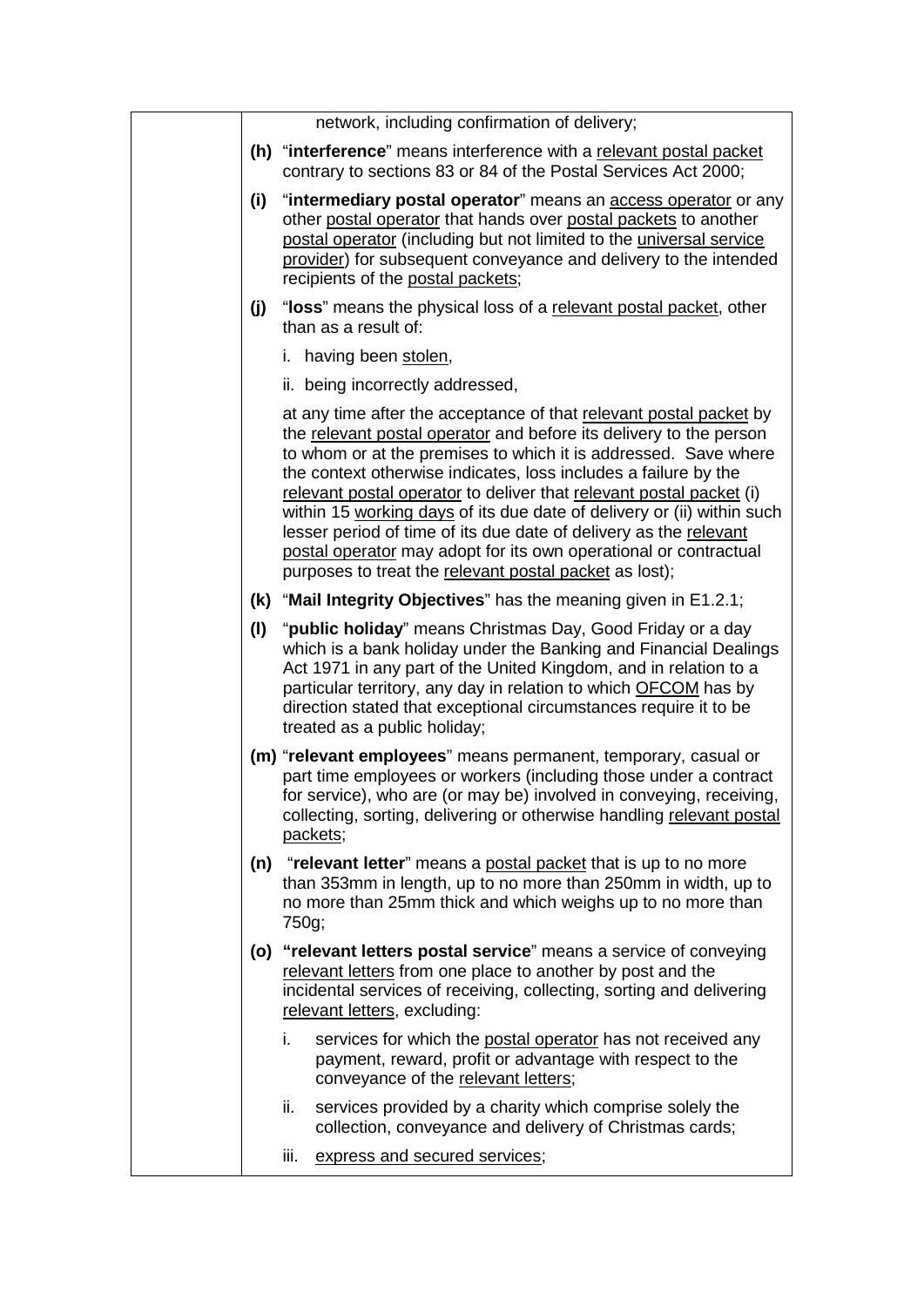network, including confirmation of delivery;

**(h)** "**interference**" means interference with a relevant postal packet contrary to sections 83 or 84 of the Postal Services Act 2000;

**(i)** "**intermediary postal operator**" means an access operator or any other postal operator that hands over postal packets to another postal operator (including but not limited to the universal service provider) for subsequent conveyance and delivery to the intended recipients of the postal packets;

**(j)** "**loss**" means the physical loss of a relevant postal packet, other than as a result of:

i. having been stolen,

ii. being incorrectly addressed,

at any time after the acceptance of that relevant postal packet by the relevant postal operator and before its delivery to the person to whom or at the premises to which it is addressed. Save where the context otherwise indicates, loss includes a failure by the relevant postal operator to deliver that relevant postal packet (i) within 15 working days of its due date of delivery or (ii) within such lesser period of time of its due date of delivery as the relevant postal operator may adopt for its own operational or contractual purposes to treat the relevant postal packet as lost);

**(k)** "**Mail Integrity Objectives**" has the meaning given in E1.2.1;

**(l)** "**public holiday**" means Christmas Day, Good Friday or a day which is a bank holiday under the Banking and Financial Dealings Act 1971 in any part of the United Kingdom, and in relation to a particular territory, any day in relation to which OFCOM has by direction stated that exceptional circumstances require it to be treated as a public holiday;

**(m)** "**relevant employees**" means permanent, temporary, casual or part time employees or workers (including those under a contract for service), who are (or may be) involved in conveying, receiving, collecting, sorting, delivering or otherwise handling relevant postal packets;

**(n)** "**relevant letter**" means a postal packet that is up to no more than 353mm in length, up to no more than 250mm in width, up to no more than 25mm thick and which weighs up to no more than 750g;

**(o)** **"relevant letters postal service**" means a service of conveying relevant letters from one place to another by post and the incidental services of receiving, collecting, sorting and delivering relevant letters, excluding:

i. services for which the postal operator has not received any payment, reward, profit or advantage with respect to the conveyance of the relevant letters;

ii. services provided by a charity which comprise solely the collection, conveyance and delivery of Christmas cards;

iii. express and secured services;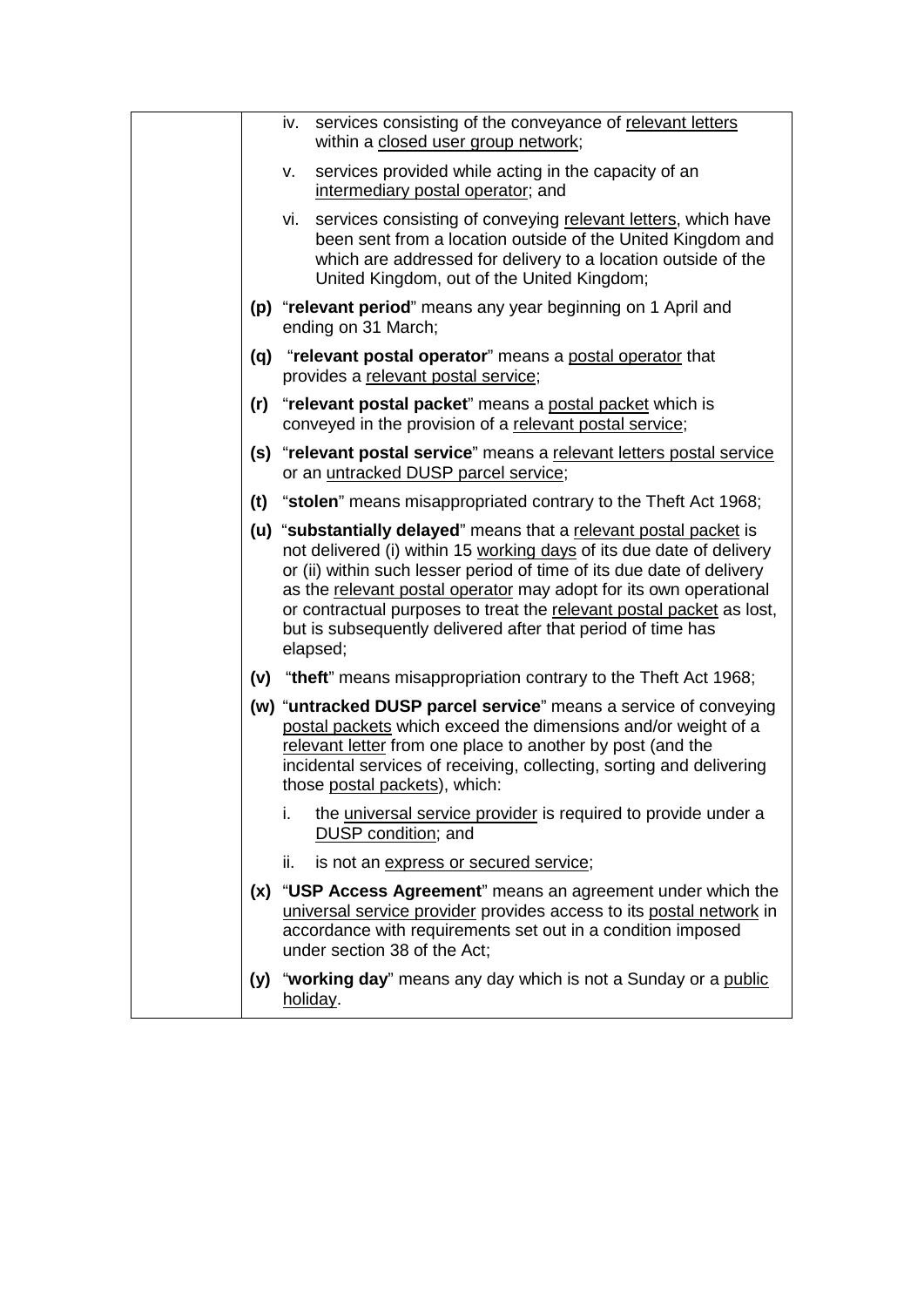iv. services consisting of the conveyance of relevant letters within a closed user group network;

v. services provided while acting in the capacity of an intermediary postal operator; and

vi. services consisting of conveying relevant letters, which have been sent from a location outside of the United Kingdom and which are addressed for delivery to a location outside of the United Kingdom, out of the United Kingdom;

**(p)** "**relevant period**" means any year beginning on 1 April and ending on 31 March;

**(q)** "**relevant postal operator**" means a postal operator that provides a relevant postal service;

**(r)** "**relevant postal packet**" means a postal packet which is conveyed in the provision of a relevant postal service;

**(s)** "**relevant postal service**" means a relevant letters postal service or an untracked DUSP parcel service;

**(t)** "**stolen**" means misappropriated contrary to the Theft Act 1968;

**(u)** "**substantially delayed**" means that a relevant postal packet is not delivered (i) within 15 working days of its due date of delivery or (ii) within such lesser period of time of its due date of delivery as the relevant postal operator may adopt for its own operational or contractual purposes to treat the relevant postal packet as lost, but is subsequently delivered after that period of time has elapsed;

**(v)** "**theft**" means misappropriation contrary to the Theft Act 1968;

**(w)** "**untracked DUSP parcel service**" means a service of conveying postal packets which exceed the dimensions and/or weight of a relevant letter from one place to another by post (and the incidental services of receiving, collecting, sorting and delivering those postal packets), which:

i. the universal service provider is required to provide under a DUSP condition; and

ii. is not an express or secured service;

**(x)** "**USP Access Agreement**" means an agreement under which the universal service provider provides access to its postal network in accordance with requirements set out in a condition imposed under section 38 of the Act;

**(y)** "**working day**" means any day which is not a Sunday or a public holiday.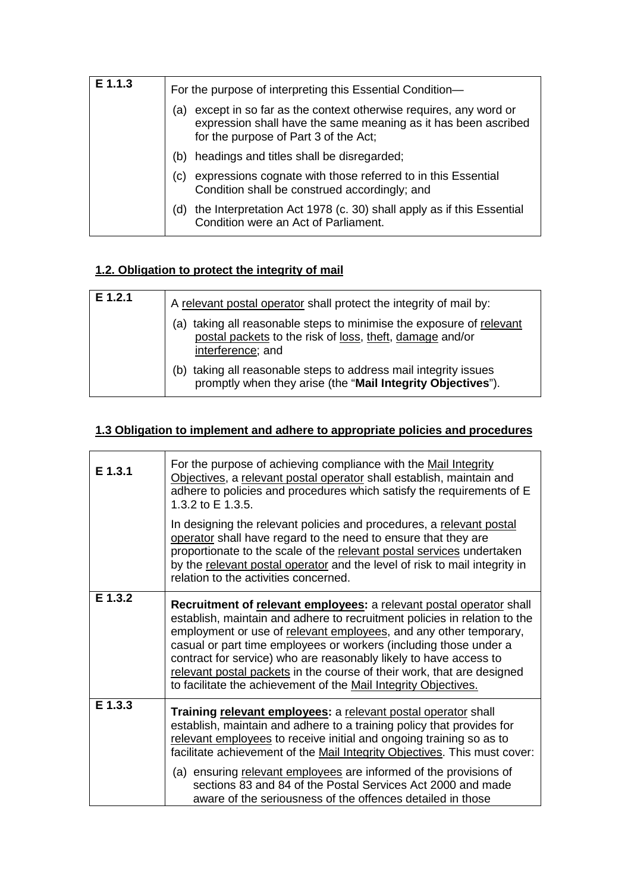| | |
|---|---|
| **E 1.1.3** | For the purpose of interpreting this Essential Condition—<br>(a) except in so far as the context otherwise requires, any word or expression shall have the same meaning as it has been ascribed for the purpose of Part 3 of the Act;<br>(b) headings and titles shall be disregarded;<br>(c) expressions cognate with those referred to in this Essential Condition shall be construed accordingly; and<br>(d) the Interpretation Act 1978 (c. 30) shall apply as if this Essential Condition were an Act of Parliament. |

## 1.2. Obligation to protect the integrity of mail

| | |
|---|---|
| **E 1.2.1** | A relevant postal operator shall protect the integrity of mail by:<br>(a) taking all reasonable steps to minimise the exposure of relevant postal packets to the risk of loss, theft, damage and/or interference; and<br>(b) taking all reasonable steps to address mail integrity issues promptly when they arise (the "**Mail Integrity Objectives**"). |

## 1.3 Obligation to implement and adhere to appropriate policies and procedures

| | |
|---|---|
| **E 1.3.1** | For the purpose of achieving compliance with the Mail Integrity Objectives, a relevant postal operator shall establish, maintain and adhere to policies and procedures which satisfy the requirements of E 1.3.2 to E 1.3.5.<br>In designing the relevant policies and procedures, a relevant postal operator shall have regard to the need to ensure that they are proportionate to the scale of the relevant postal services undertaken by the relevant postal operator and the level of risk to mail integrity in relation to the activities concerned. |
| **E 1.3.2** | **Recruitment of relevant employees:** a relevant postal operator shall establish, maintain and adhere to recruitment policies in relation to the employment or use of relevant employees, and any other temporary, casual or part time employees or workers (including those under a contract for service) who are reasonably likely to have access to relevant postal packets in the course of their work, that are designed to facilitate the achievement of the Mail Integrity Objectives. |
| **E 1.3.3** | **Training relevant employees:** a relevant postal operator shall establish, maintain and adhere to a training policy that provides for relevant employees to receive initial and ongoing training so as to facilitate achievement of the Mail Integrity Objectives. This must cover:<br>(a) ensuring relevant employees are informed of the provisions of sections 83 and 84 of the Postal Services Act 2000 and made aware of the seriousness of the offences detailed in those |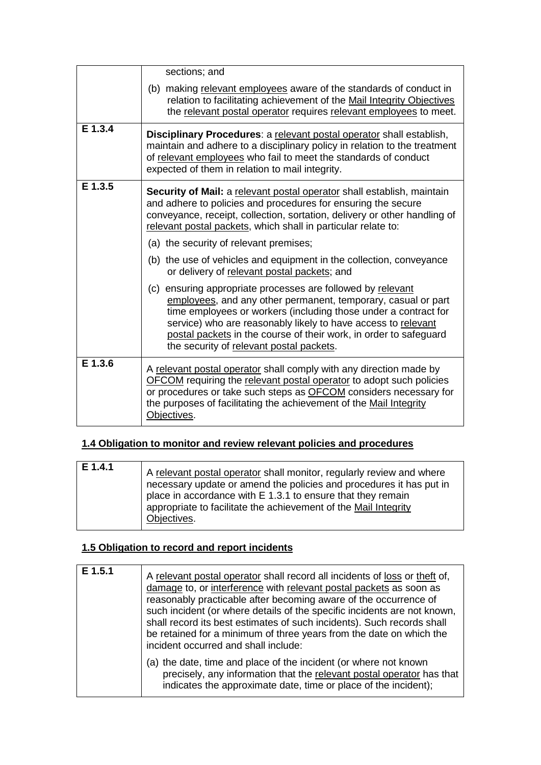| | |
|---|---|
| | sections; and<br><br>(b) making relevant employees aware of the standards of conduct in relation to facilitating achievement of the Mail Integrity Objectives the relevant postal operator requires relevant employees to meet. |
| E 1.3.4 | **Disciplinary Procedures**: a relevant postal operator shall establish, maintain and adhere to a disciplinary policy in relation to the treatment of relevant employees who fail to meet the standards of conduct expected of them in relation to mail integrity. |
| E 1.3.5 | **Security of Mail:** a relevant postal operator shall establish, maintain and adhere to policies and procedures for ensuring the secure conveyance, receipt, collection, sortation, delivery or other handling of relevant postal packets, which shall in particular relate to:<br><br>(a) the security of relevant premises;<br><br>(b) the use of vehicles and equipment in the collection, conveyance or delivery of relevant postal packets; and<br><br>(c) ensuring appropriate processes are followed by relevant employees, and any other permanent, temporary, casual or part time employees or workers (including those under a contract for service) who are reasonably likely to have access to relevant postal packets in the course of their work, in order to safeguard the security of relevant postal packets. |
| E 1.3.6 | A relevant postal operator shall comply with any direction made by OFCOM requiring the relevant postal operator to adopt such policies or procedures or take such steps as OFCOM considers necessary for the purposes of facilitating the achievement of the Mail Integrity Objectives. |

**1.4 Obligation to monitor and review relevant policies and procedures**

| | |
|---|---|
| E 1.4.1 | A relevant postal operator shall monitor, regularly review and where necessary update or amend the policies and procedures it has put in place in accordance with E 1.3.1 to ensure that they remain appropriate to facilitate the achievement of the Mail Integrity Objectives. |

**1.5 Obligation to record and report incidents**

| | |
|---|---|
| E 1.5.1 | A relevant postal operator shall record all incidents of loss or theft of, damage to, or interference with relevant postal packets as soon as reasonably practicable after becoming aware of the occurrence of such incident (or where details of the specific incidents are not known, shall record its best estimates of such incidents). Such records shall be retained for a minimum of three years from the date on which the incident occurred and shall include:<br><br>(a) the date, time and place of the incident (or where not known precisely, any information that the relevant postal operator has that indicates the approximate date, time or place of the incident); |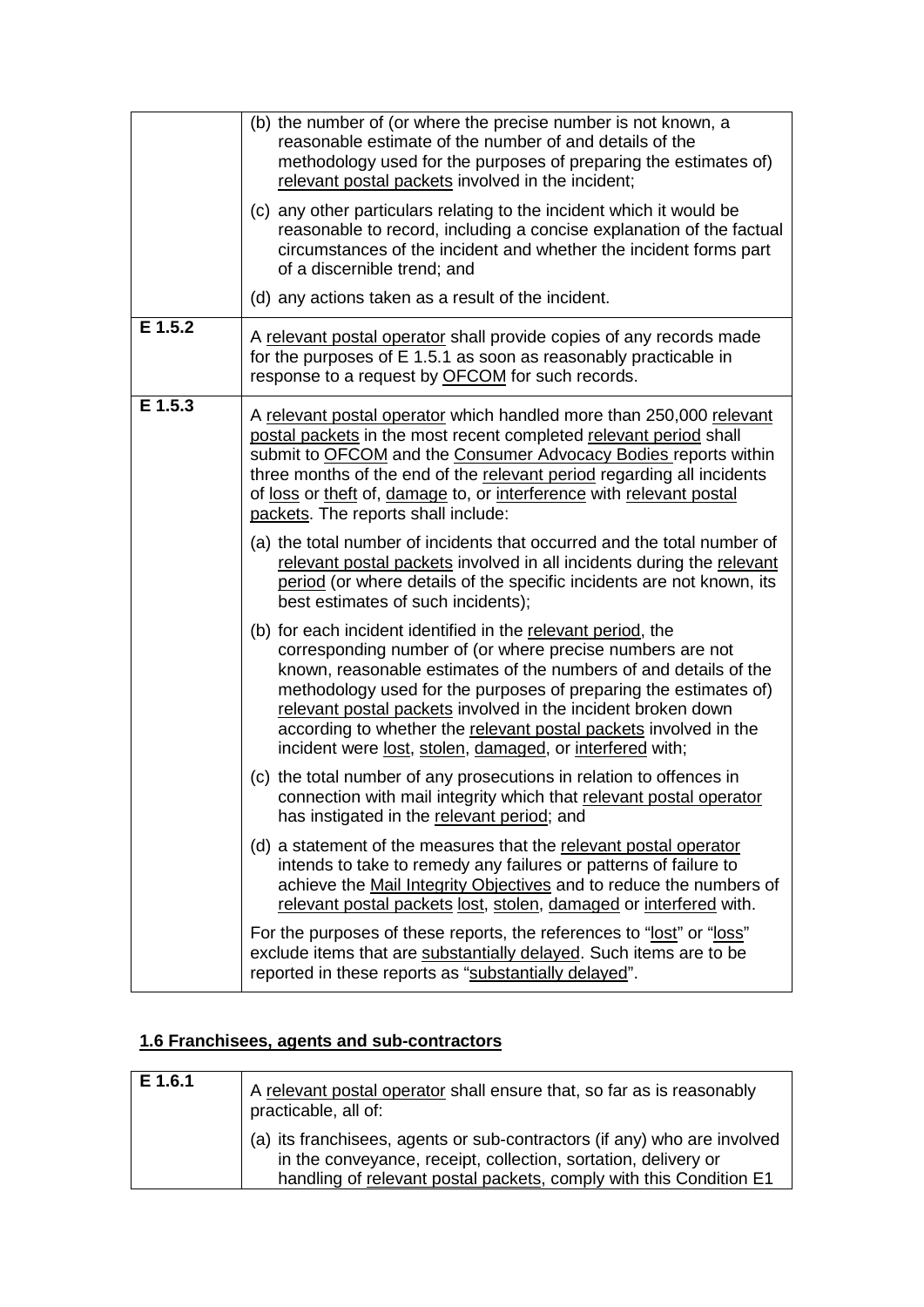| | |
|---|---|
| | (b) the number of (or where the precise number is not known, a reasonable estimate of the number of and details of the methodology used for the purposes of preparing the estimates of) relevant postal packets involved in the incident;<br><br>(c) any other particulars relating to the incident which it would be reasonable to record, including a concise explanation of the factual circumstances of the incident and whether the incident forms part of a discernible trend; and<br><br>(d) any actions taken as a result of the incident. |
| **E 1.5.2** | A relevant postal operator shall provide copies of any records made for the purposes of E 1.5.1 as soon as reasonably practicable in response to a request by OFCOM for such records. |
| **E 1.5.3** | A relevant postal operator which handled more than 250,000 relevant postal packets in the most recent completed relevant period shall submit to OFCOM and the Consumer Advocacy Bodies reports within three months of the end of the relevant period regarding all incidents of loss or theft of, damage to, or interference with relevant postal packets. The reports shall include:<br><br>(a) the total number of incidents that occurred and the total number of relevant postal packets involved in all incidents during the relevant period (or where details of the specific incidents are not known, its best estimates of such incidents);<br><br>(b) for each incident identified in the relevant period, the corresponding number of (or where precise numbers are not known, reasonable estimates of the numbers of and details of the methodology used for the purposes of preparing the estimates of) relevant postal packets involved in the incident broken down according to whether the relevant postal packets involved in the incident were lost, stolen, damaged, or interfered with;<br><br>(c) the total number of any prosecutions in relation to offences in connection with mail integrity which that relevant postal operator has instigated in the relevant period; and<br><br>(d) a statement of the measures that the relevant postal operator intends to take to remedy any failures or patterns of failure to achieve the Mail Integrity Objectives and to reduce the numbers of relevant postal packets lost, stolen, damaged or interfered with.<br><br>For the purposes of these reports, the references to "lost" or "loss" exclude items that are substantially delayed. Such items are to be reported in these reports as "substantially delayed". |

## 1.6 Franchisees, agents and sub-contractors

| | |
|---|---|
| **E 1.6.1** | A relevant postal operator shall ensure that, so far as is reasonably practicable, all of:<br><br>(a) its franchisees, agents or sub-contractors (if any) who are involved in the conveyance, receipt, collection, sortation, delivery or handling of relevant postal packets, comply with this Condition E1 |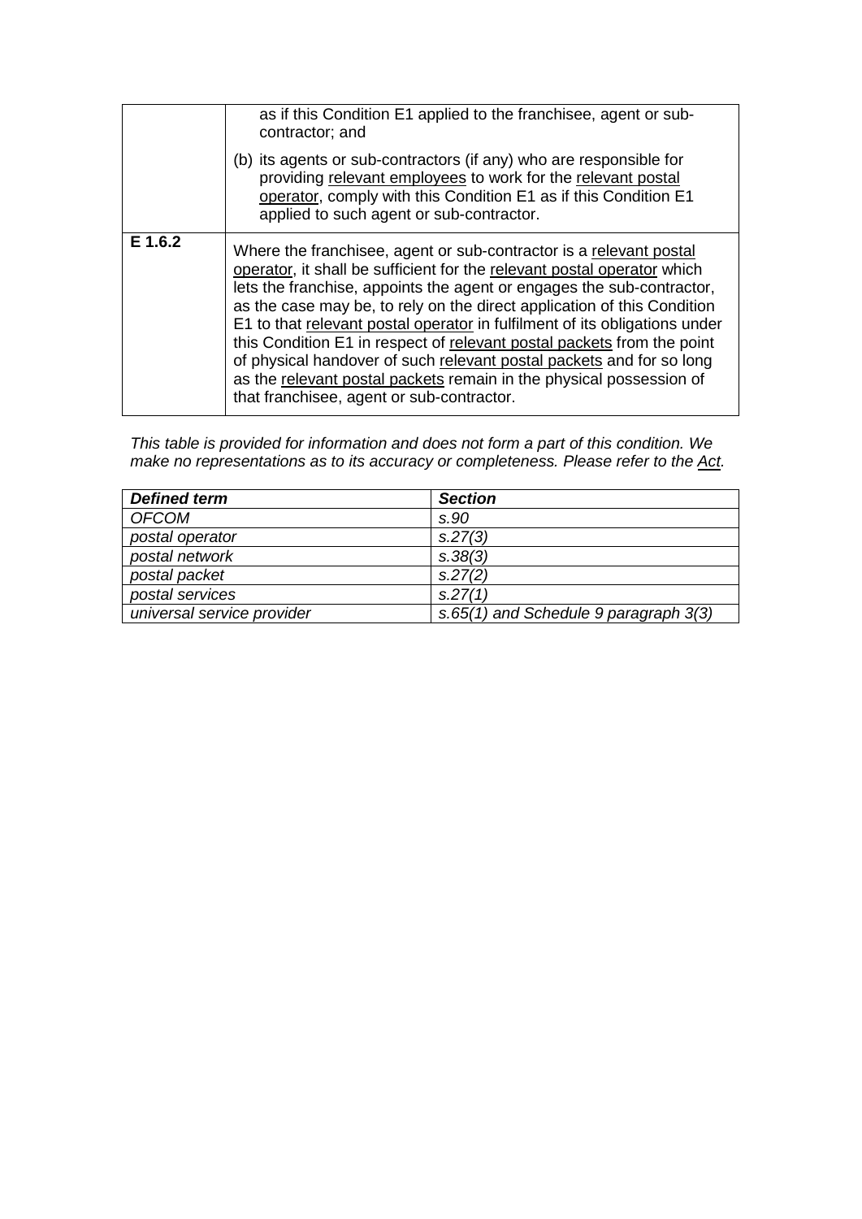| | |
|---|---|
| | as if this Condition E1 applied to the franchisee, agent or sub-contractor; and<br><br>(b) its agents or sub-contractors (if any) who are responsible for providing relevant employees to work for the relevant postal operator, comply with this Condition E1 as if this Condition E1 applied to such agent or sub-contractor. |
| **E 1.6.2** | Where the franchisee, agent or sub-contractor is a relevant postal operator, it shall be sufficient for the relevant postal operator which lets the franchise, appoints the agent or engages the sub-contractor, as the case may be, to rely on the direct application of this Condition E1 to that relevant postal operator in fulfilment of its obligations under this Condition E1 in respect of relevant postal packets from the point of physical handover of such relevant postal packets and for so long as the relevant postal packets remain in the physical possession of that franchisee, agent or sub-contractor. |

*This table is provided for information and does not form a part of this condition. We make no representations as to its accuracy or completeness. Please refer to the Act.*

| ***Defined term*** | ***Section*** |
|---|---|
| *OFCOM* | *s.90* |
| *postal operator* | *s.27(3)* |
| *postal network* | *s.38(3)* |
| *postal packet* | *s.27(2)* |
| *postal services* | *s.27(1)* |
| *universal service provider* | *s.65(1) and Schedule 9 paragraph 3(3)* |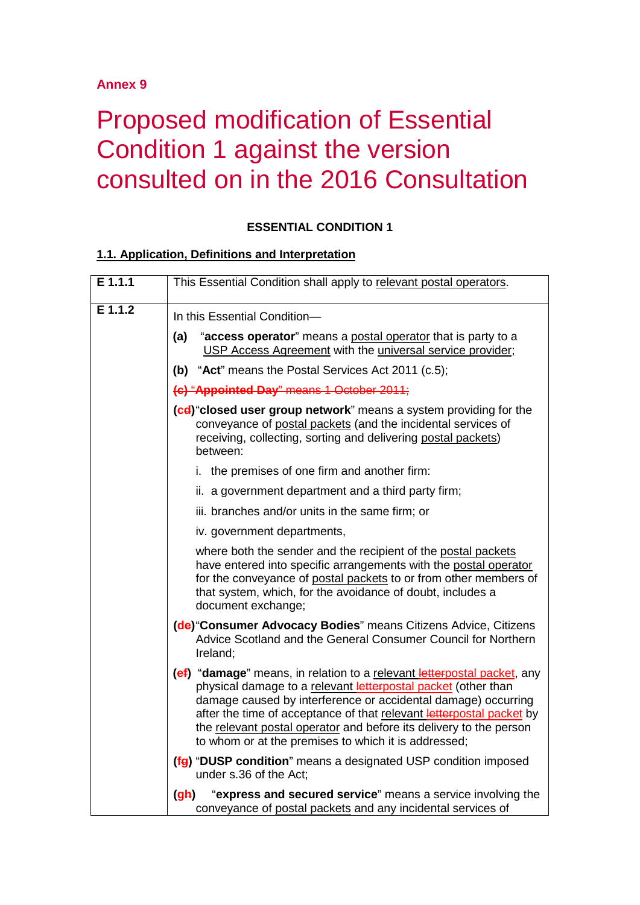**Annex 9**

# Proposed modification of Essential Condition 1 against the version consulted on in the 2016 Consultation

**ESSENTIAL CONDITION 1**

**1.1. Application, Definitions and Interpretation**

| | |
|---|---|
| **E 1.1.1** | This Essential Condition shall apply to relevant postal operators. |
| **E 1.1.2** | In this Essential Condition—<br><br>**(a)** "**access operator**" means a postal operator that is party to a USP Access Agreement with the universal service provider;<br><br>**(b)** "**Act**" means the Postal Services Act 2011 (c.5);<br><br>~~**(c)** "**Appointed Day**" means 1 October 2011;~~<br><br>**(c~~d~~)** "**closed user group network**" means a system providing for the conveyance of postal packets (and the incidental services of receiving, collecting, sorting and delivering postal packets) between:<br><br>i. the premises of one firm and another firm:<br>ii. a government department and a third party firm;<br>iii. branches and/or units in the same firm; or<br>iv. government departments,<br><br>where both the sender and the recipient of the postal packets have entered into specific arrangements with the postal operator for the conveyance of postal packets to or from other members of that system, which, for the avoidance of doubt, includes a document exchange;<br><br>**(d~~e~~)** "**Consumer Advocacy Bodies**" means Citizens Advice, Citizens Advice Scotland and the General Consumer Council for Northern Ireland;<br><br>**(e~~f~~)** "**damage**" means, in relation to a relevant ~~letter~~postal packet, any physical damage to a relevant ~~letter~~postal packet (other than damage caused by interference or accidental damage) occurring after the time of acceptance of that relevant ~~letter~~postal packet by the relevant postal operator and before its delivery to the person to whom or at the premises to which it is addressed;<br><br>**(f~~g~~)** "**DUSP condition**" means a designated USP condition imposed under s.36 of the Act;<br><br>**(g~~h~~)** "**express and secured service**" means a service involving the conveyance of postal packets and any incidental services of |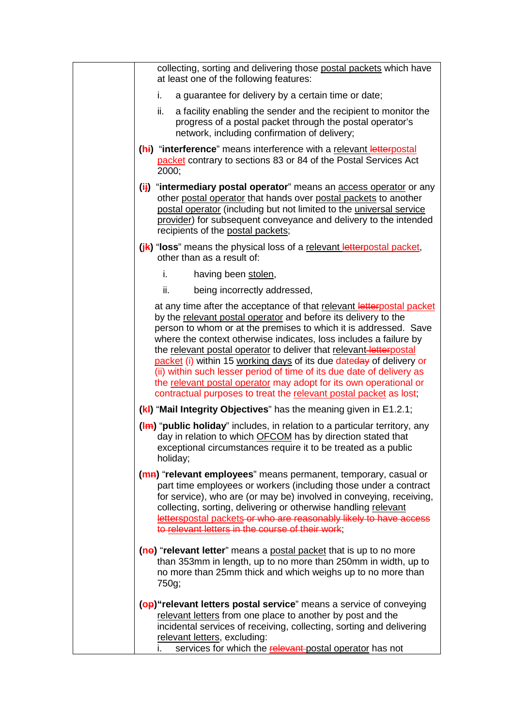collecting, sorting and delivering those postal packets which have at least one of the following features:

i. a guarantee for delivery by a certain time or date;

ii. a facility enabling the sender and the recipient to monitor the progress of a postal packet through the postal operator's network, including confirmation of delivery;

**(h~~i~~)** "**interference**" means interference with a relevant ~~letter~~postal packet contrary to sections 83 or 84 of the Postal Services Act 2000;

**(i~~j~~)** "**intermediary postal operator**" means an access operator or any other postal operator that hands over postal packets to another postal operator (including but not limited to the universal service provider) for subsequent conveyance and delivery to the intended recipients of the postal packets;

**(j~~k~~)** "**loss**" means the physical loss of a relevant ~~letter~~postal packet, other than as a result of:

i. having been stolen,

ii. being incorrectly addressed,

at any time after the acceptance of that relevant ~~letter~~postal packet by the relevant postal operator and before its delivery to the person to whom or at the premises to which it is addressed. Save where the context otherwise indicates, loss includes a failure by the relevant postal operator to deliver that relevant ~~letter~~postal packet (i) within 15 working days of its due date~~day~~ of delivery or (ii) within such lesser period of time of its due date of delivery as the relevant postal operator may adopt for its own operational or contractual purposes to treat the relevant postal packet as lost;

**(k~~l~~)** "**Mail Integrity Objectives**" has the meaning given in E1.2.1;

**(l~~m~~)** "**public holiday**" includes, in relation to a particular territory, any day in relation to which OFCOM has by direction stated that exceptional circumstances require it to be treated as a public holiday;

**(m~~n~~)** "**relevant employees**" means permanent, temporary, casual or part time employees or workers (including those under a contract for service), who are (or may be) involved in conveying, receiving, collecting, sorting, delivering or otherwise handling relevant ~~letters~~postal packets ~~or who are reasonably likely to have access to relevant letters in the course of their work~~;

**(n~~o~~)** "**relevant letter**" means a postal packet that is up to no more than 353mm in length, up to no more than 250mm in width, up to no more than 25mm thick and which weighs up to no more than 750g;

**(o~~p~~)"relevant letters postal service**" means a service of conveying relevant letters from one place to another by post and the incidental services of receiving, collecting, sorting and delivering relevant letters, excluding:

i. services for which the ~~relevant~~ postal operator has not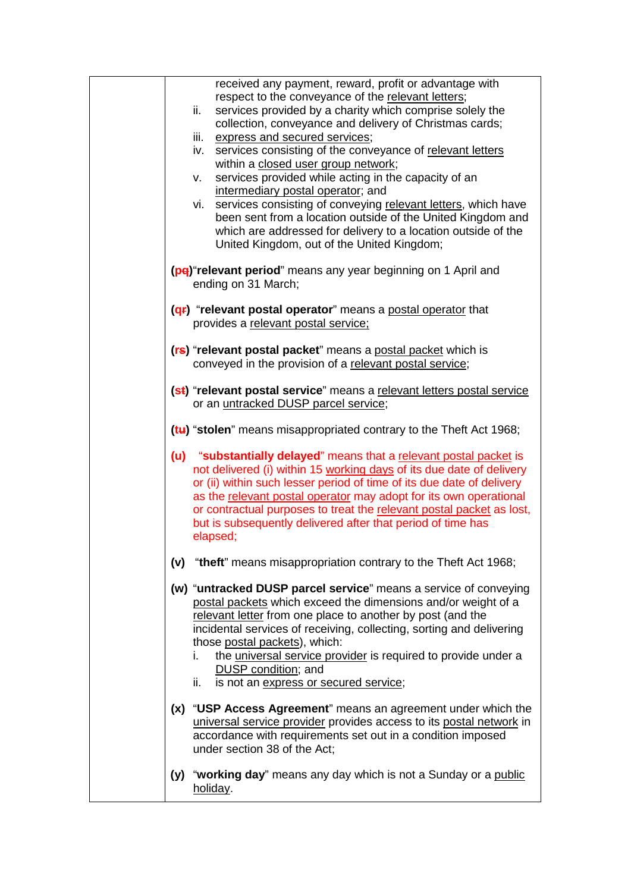received any payment, reward, profit or advantage with respect to the conveyance of the relevant letters;

ii. services provided by a charity which comprise solely the collection, conveyance and delivery of Christmas cards;

iii. express and secured services;

iv. services consisting of the conveyance of relevant letters within a closed user group network;

v. services provided while acting in the capacity of an intermediary postal operator; and

vi. services consisting of conveying relevant letters, which have been sent from a location outside of the United Kingdom and which are addressed for delivery to a location outside of the United Kingdom, out of the United Kingdom;

(p~~q~~) "**relevant period**" means any year beginning on 1 April and ending on 31 March;

(q~~r~~) "**relevant postal operator**" means a postal operator that provides a relevant postal service;

(r~~s~~) "**relevant postal packet**" means a postal packet which is conveyed in the provision of a relevant postal service;

(s~~t~~) "**relevant postal service**" means a relevant letters postal service or an untracked DUSP parcel service;

(t~~u~~) "**stolen**" means misappropriated contrary to the Theft Act 1968;

(u) "**substantially delayed**" means that a relevant postal packet is not delivered (i) within 15 working days of its due date of delivery or (ii) within such lesser period of time of its due date of delivery as the relevant postal operator may adopt for its own operational or contractual purposes to treat the relevant postal packet as lost, but is subsequently delivered after that period of time has elapsed;

(v) "**theft**" means misappropriation contrary to the Theft Act 1968;

(w) "**untracked DUSP parcel service**" means a service of conveying postal packets which exceed the dimensions and/or weight of a relevant letter from one place to another by post (and the incidental services of receiving, collecting, sorting and delivering those postal packets), which:

i. the universal service provider is required to provide under a DUSP condition; and

ii. is not an express or secured service;

(x) "**USP Access Agreement**" means an agreement under which the universal service provider provides access to its postal network in accordance with requirements set out in a condition imposed under section 38 of the Act;

(y) "**working day**" means any day which is not a Sunday or a public holiday.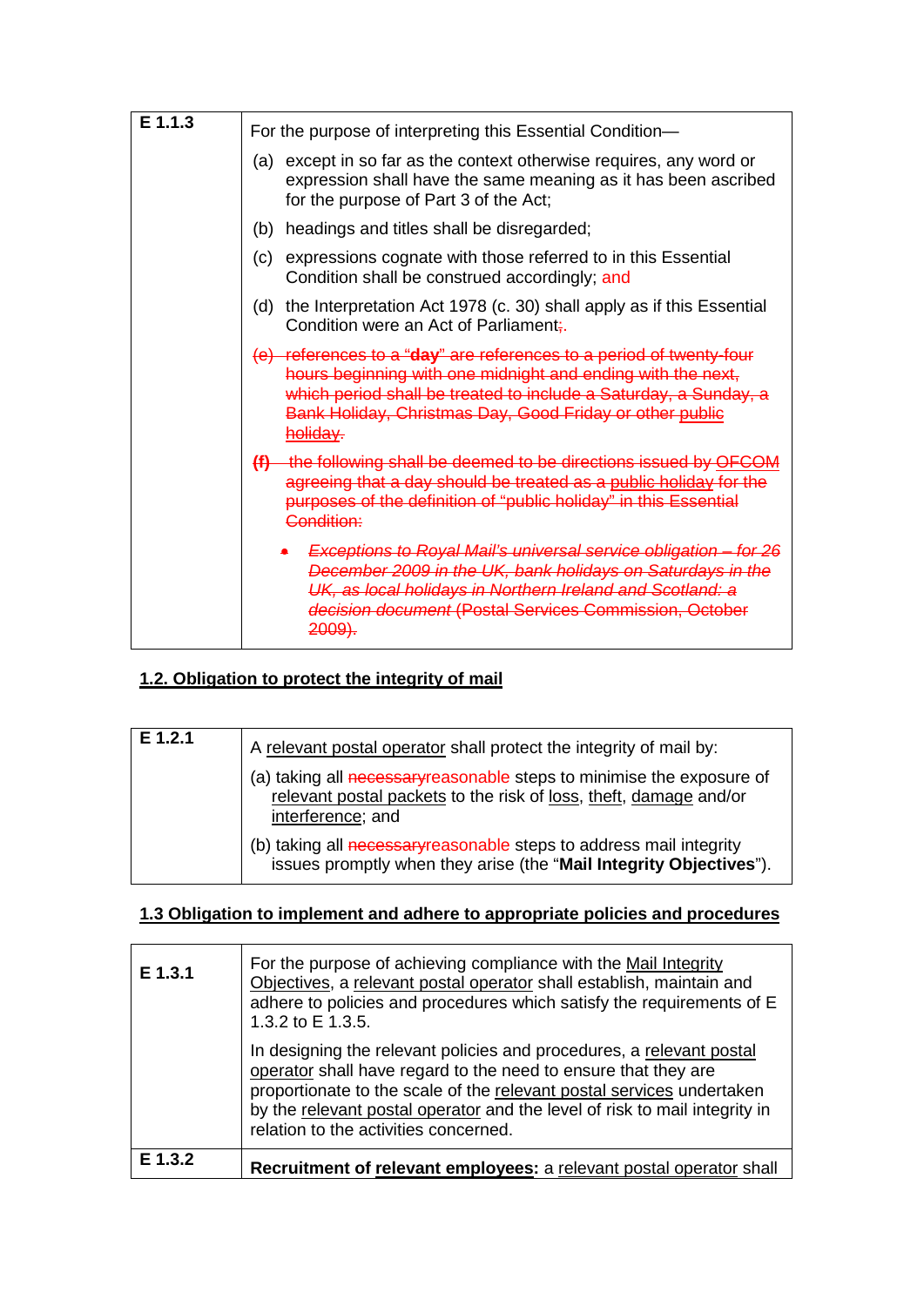| E 1.1.3 | For the purpose of interpreting this Essential Condition— |
|---|---|
| | (a) except in so far as the context otherwise requires, any word or expression shall have the same meaning as it has been ascribed for the purpose of Part 3 of the Act; |
| | (b) headings and titles shall be disregarded; |
| | (c) expressions cognate with those referred to in this Essential Condition shall be construed accordingly; and |
| | (d) the Interpretation Act 1978 (c. 30) shall apply as if this Essential Condition were an Act of Parliament;. |
| | ~~(e) references to a "**day**" are references to a period of twenty-four hours beginning with one midnight and ending with the next, which period shall be treated to include a Saturday, a Sunday, a Bank Holiday, Christmas Day, Good Friday or other public holiday.~~ |
| | ~~**(f)** the following shall be deemed to be directions issued by OFCOM agreeing that a day should be treated as a public holiday for the purposes of the definition of "public holiday" in this Essential Condition:~~ |
| | ~~• *Exceptions to Royal Mail's universal service obligation – for 26 December 2009 in the UK, bank holidays on Saturdays in the UK, as local holidays in Northern Ireland and Scotland: a decision document* (Postal Services Commission, October 2009).~~ |

## 1.2. Obligation to protect the integrity of mail

| E 1.2.1 | A relevant postal operator shall protect the integrity of mail by: |
|---|---|
| | (a) taking all ~~necessary~~reasonable steps to minimise the exposure of relevant postal packets to the risk of loss, theft, damage and/or interference; and |
| | (b) taking all ~~necessary~~reasonable steps to address mail integrity issues promptly when they arise (the "**Mail Integrity Objectives**"). |

## 1.3 Obligation to implement and adhere to appropriate policies and procedures

| E 1.3.1 | For the purpose of achieving compliance with the Mail Integrity Objectives, a relevant postal operator shall establish, maintain and adhere to policies and procedures which satisfy the requirements of E 1.3.2 to E 1.3.5. |
|---|---|
| | In designing the relevant policies and procedures, a relevant postal operator shall have regard to the need to ensure that they are proportionate to the scale of the relevant postal services undertaken by the relevant postal operator and the level of risk to mail integrity in relation to the activities concerned. |
| E 1.3.2 | **Recruitment of relevant employees:** a relevant postal operator shall |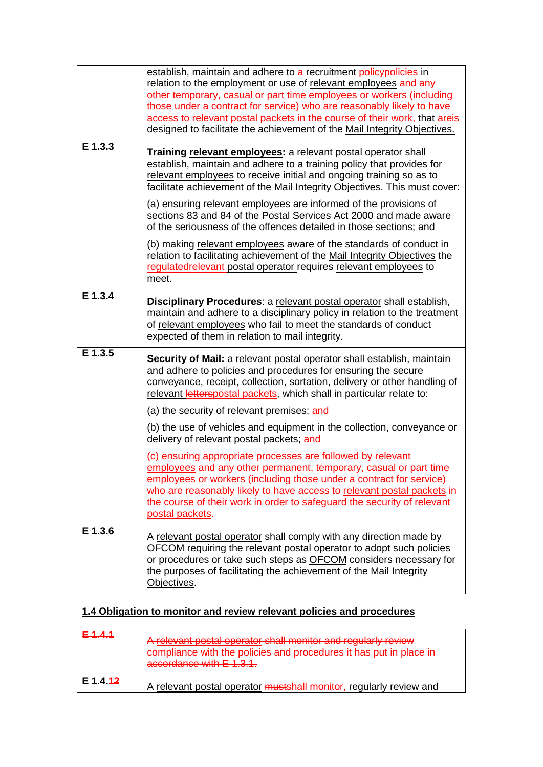| | establish, maintain and adhere to ~~a~~ recruitment ~~policy~~policies in relation to the employment or use of relevant employees and any other temporary, casual or part time employees or workers (including those under a contract for service) who are reasonably likely to have access to relevant postal packets in the course of their work, that ~~are~~is designed to facilitate the achievement of the Mail Integrity Objectives. |
|---|---|
| E 1.3.3 | **Training relevant employees:** a relevant postal operator shall establish, maintain and adhere to a training policy that provides for relevant employees to receive initial and ongoing training so as to facilitate achievement of the Mail Integrity Objectives. This must cover:<br><br>(a) ensuring relevant employees are informed of the provisions of sections 83 and 84 of the Postal Services Act 2000 and made aware of the seriousness of the offences detailed in those sections; and<br><br>(b) making relevant employees aware of the standards of conduct in relation to facilitating achievement of the Mail Integrity Objectives the ~~regulated~~relevant postal operator requires relevant employees to meet. |
| E 1.3.4 | **Disciplinary Procedures**: a relevant postal operator shall establish, maintain and adhere to a disciplinary policy in relation to the treatment of relevant employees who fail to meet the standards of conduct expected of them in relation to mail integrity. |
| E 1.3.5 | **Security of Mail:** a relevant postal operator shall establish, maintain and adhere to policies and procedures for ensuring the secure conveyance, receipt, collection, sortation, delivery or other handling of relevant ~~letters~~postal packets, which shall in particular relate to:<br><br>(a) the security of relevant premises; ~~and~~<br><br>(b) the use of vehicles and equipment in the collection, conveyance or delivery of relevant postal packets; and<br><br>(c) ensuring appropriate processes are followed by relevant employees and any other permanent, temporary, casual or part time employees or workers (including those under a contract for service) who are reasonably likely to have access to relevant postal packets in the course of their work in order to safeguard the security of relevant postal packets. |
| E 1.3.6 | A relevant postal operator shall comply with any direction made by OFCOM requiring the relevant postal operator to adopt such policies or procedures or take such steps as OFCOM considers necessary for the purposes of facilitating the achievement of the Mail Integrity Objectives. |

**1.4 Obligation to monitor and review relevant policies and procedures**

| ~~E 1.4.1~~ | ~~A relevant postal operator shall monitor and regularly review compliance with the policies and procedures it has put in place in accordance with E 1.3.1.~~ |
|---|---|
| E 1.4.1~~2~~ | A relevant postal operator ~~must~~shall monitor, regularly review and |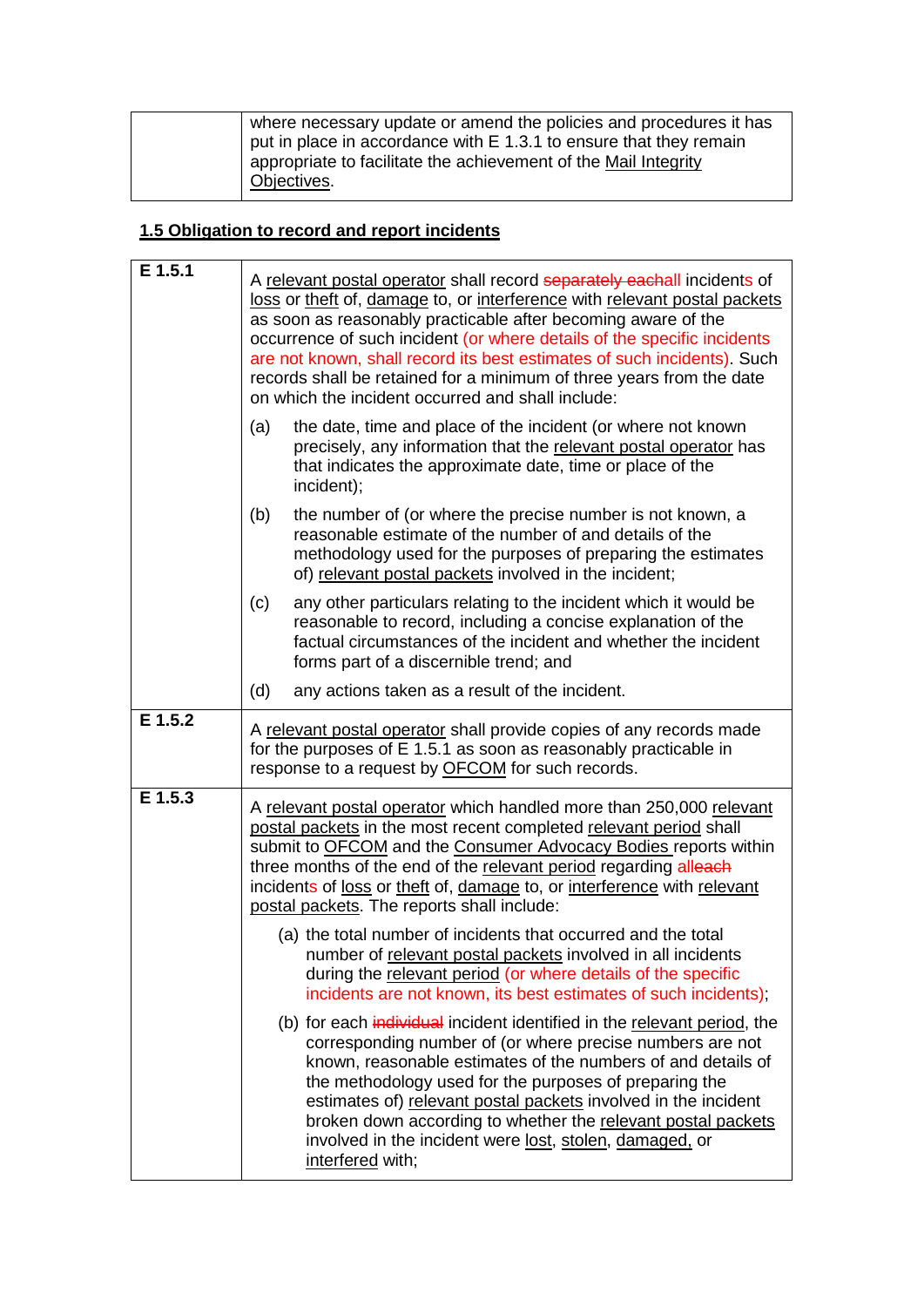| | where necessary update or amend the policies and procedures it has put in place in accordance with E 1.3.1 to ensure that they remain appropriate to facilitate the achievement of the Mail Integrity Objectives. |
|---|---|

## 1.5 Obligation to record and report incidents

| | |
|---|---|
| **E 1.5.1** | A relevant postal operator shall record ~~separately each~~all incidents of loss or theft of, damage to, or interference with relevant postal packets as soon as reasonably practicable after becoming aware of the occurrence of such incident (or where details of the specific incidents are not known, shall record its best estimates of such incidents). Such records shall be retained for a minimum of three years from the date on which the incident occurred and shall include:<br><br>(a) the date, time and place of the incident (or where not known precisely, any information that the relevant postal operator has that indicates the approximate date, time or place of the incident);<br><br>(b) the number of (or where the precise number is not known, a reasonable estimate of the number of and details of the methodology used for the purposes of preparing the estimates of) relevant postal packets involved in the incident;<br><br>(c) any other particulars relating to the incident which it would be reasonable to record, including a concise explanation of the factual circumstances of the incident and whether the incident forms part of a discernible trend; and<br><br>(d) any actions taken as a result of the incident. |
| **E 1.5.2** | A relevant postal operator shall provide copies of any records made for the purposes of E 1.5.1 as soon as reasonably practicable in response to a request by OFCOM for such records. |
| **E 1.5.3** | A relevant postal operator which handled more than 250,000 relevant postal packets in the most recent completed relevant period shall submit to OFCOM and the Consumer Advocacy Bodies reports within three months of the end of the relevant period regarding all~~each~~ incidents of loss or theft of, damage to, or interference with relevant postal packets. The reports shall include:<br><br>(a) the total number of incidents that occurred and the total number of relevant postal packets involved in all incidents during the relevant period (or where details of the specific incidents are not known, its best estimates of such incidents);<br><br>(b) for each ~~individual~~ incident identified in the relevant period, the corresponding number of (or where precise numbers are not known, reasonable estimates of the numbers of and details of the methodology used for the purposes of preparing the estimates of) relevant postal packets involved in the incident broken down according to whether the relevant postal packets involved in the incident were lost, stolen, damaged, or interfered with; |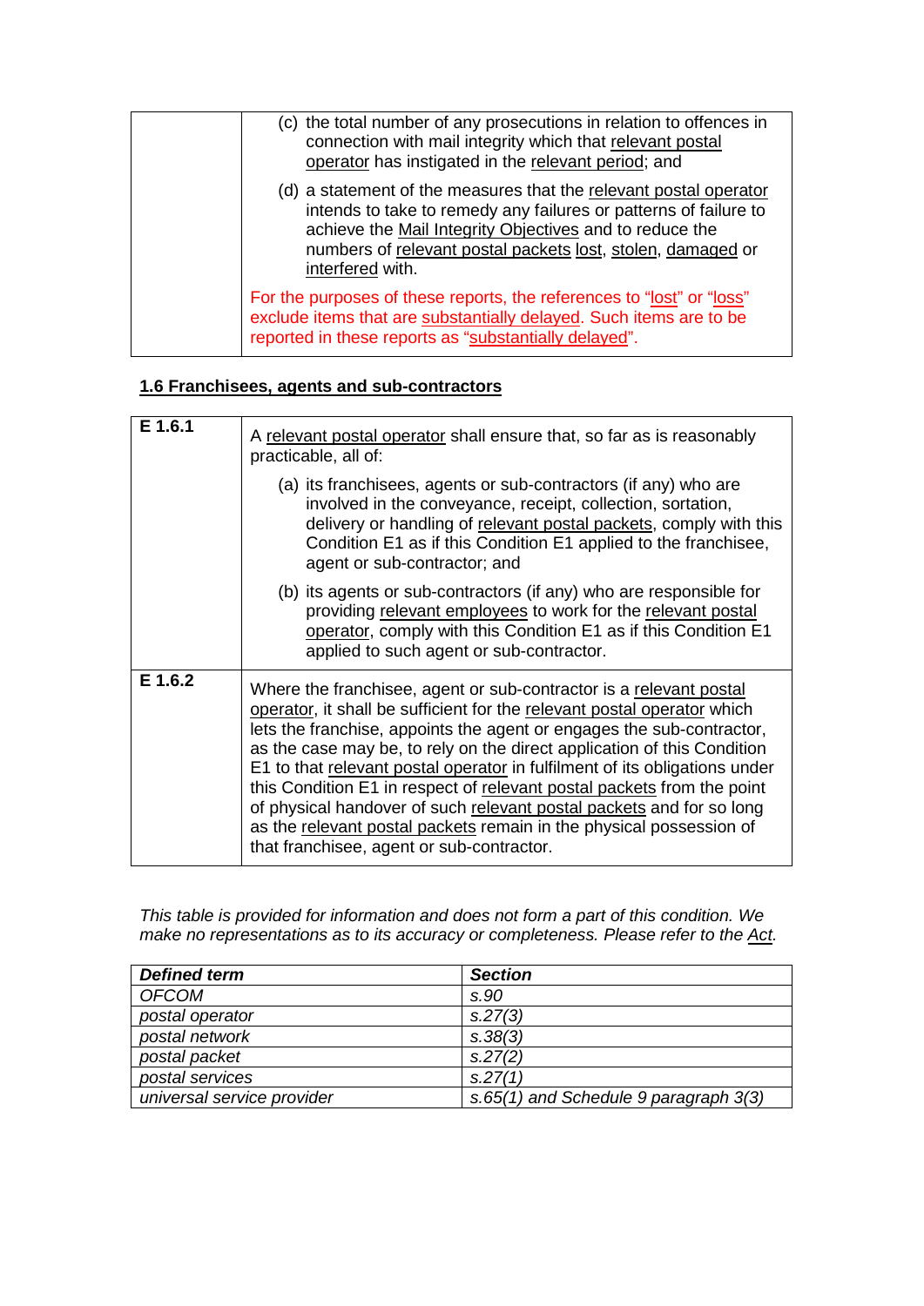| | |
|---|---|
| | (c) the total number of any prosecutions in relation to offences in connection with mail integrity which that relevant postal operator has instigated in the relevant period; and<br><br>(d) a statement of the measures that the relevant postal operator intends to take to remedy any failures or patterns of failure to achieve the Mail Integrity Objectives and to reduce the numbers of relevant postal packets lost, stolen, damaged or interfered with.<br><br>For the purposes of these reports, the references to "lost" or "loss" exclude items that are substantially delayed. Such items are to be reported in these reports as "substantially delayed". |

**1.6 Franchisees, agents and sub-contractors**

| | |
|---|---|
| **E 1.6.1** | A relevant postal operator shall ensure that, so far as is reasonably practicable, all of:<br><br>(a) its franchisees, agents or sub-contractors (if any) who are involved in the conveyance, receipt, collection, sortation, delivery or handling of relevant postal packets, comply with this Condition E1 as if this Condition E1 applied to the franchisee, agent or sub-contractor; and<br><br>(b) its agents or sub-contractors (if any) who are responsible for providing relevant employees to work for the relevant postal operator, comply with this Condition E1 as if this Condition E1 applied to such agent or sub-contractor. |
| **E 1.6.2** | Where the franchisee, agent or sub-contractor is a relevant postal operator, it shall be sufficient for the relevant postal operator which lets the franchise, appoints the agent or engages the sub-contractor, as the case may be, to rely on the direct application of this Condition E1 to that relevant postal operator in fulfilment of its obligations under this Condition E1 in respect of relevant postal packets from the point of physical handover of such relevant postal packets and for so long as the relevant postal packets remain in the physical possession of that franchisee, agent or sub-contractor. |

*This table is provided for information and does not form a part of this condition. We make no representations as to its accuracy or completeness. Please refer to the Act.*

| ***Defined term*** | ***Section*** |
|---|---|
| *OFCOM* | *s.90* |
| *postal operator* | *s.27(3)* |
| *postal network* | *s.38(3)* |
| *postal packet* | *s.27(2)* |
| *postal services* | *s.27(1)* |
| *universal service provider* | *s.65(1) and Schedule 9 paragraph 3(3)* |